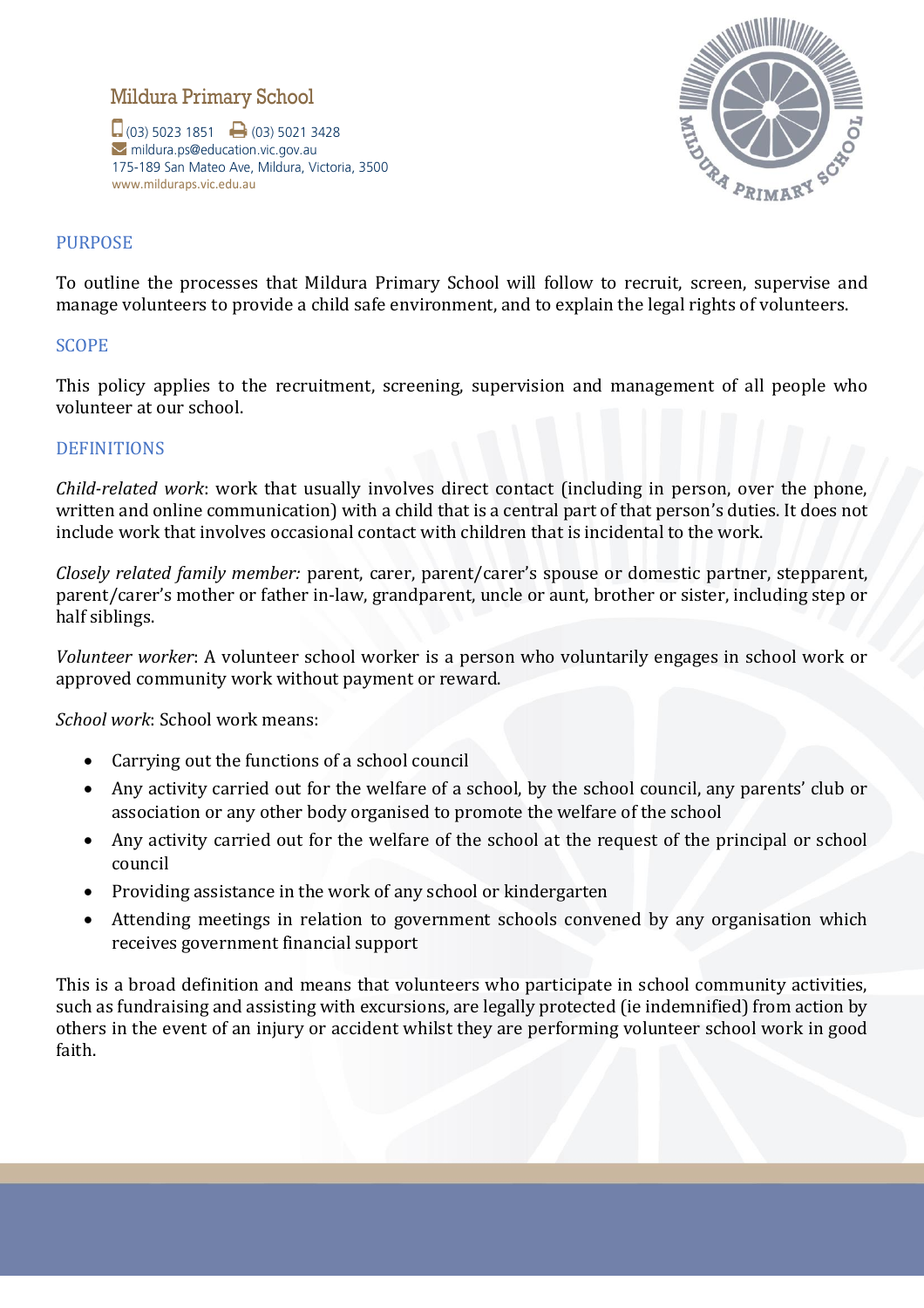Mildura Primary School

(03) 5023 1851 (03) 5021 3428
mildura.ps@education.vic.gov.au
175-189 San Mateo Ave, Mildura, Victoria, 3500
www.milduraps.vic.edu.au

## PURPOSE

To outline the processes that Mildura Primary School will follow to recruit, screen, supervise and manage volunteers to provide a child safe environment, and to explain the legal rights of volunteers.

## SCOPE

This policy applies to the recruitment, screening, supervision and management of all people who volunteer at our school.

## DEFINITIONS

*Child-related work*: work that usually involves direct contact (including in person, over the phone, written and online communication) with a child that is a central part of that person's duties. It does not include work that involves occasional contact with children that is incidental to the work.

*Closely related family member:* parent, carer, parent/carer's spouse or domestic partner, stepparent, parent/carer's mother or father in-law, grandparent, uncle or aunt, brother or sister, including step or half siblings.

*Volunteer worker*: A volunteer school worker is a person who voluntarily engages in school work or approved community work without payment or reward.

*School work*: School work means:

- Carrying out the functions of a school council
- Any activity carried out for the welfare of a school, by the school council, any parents' club or association or any other body organised to promote the welfare of the school
- Any activity carried out for the welfare of the school at the request of the principal or school council
- Providing assistance in the work of any school or kindergarten
- Attending meetings in relation to government schools convened by any organisation which receives government financial support

This is a broad definition and means that volunteers who participate in school community activities, such as fundraising and assisting with excursions, are legally protected (ie indemnified) from action by others in the event of an injury or accident whilst they are performing volunteer school work in good faith.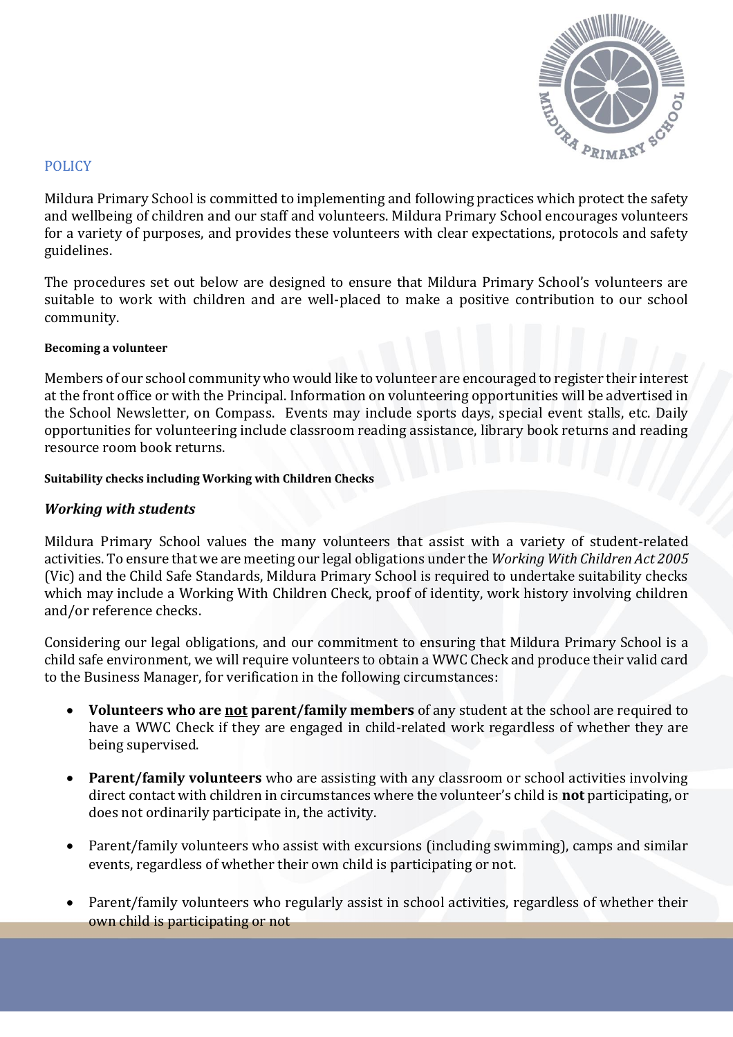## POLICY

Mildura Primary School is committed to implementing and following practices which protect the safety and wellbeing of children and our staff and volunteers. Mildura Primary School encourages volunteers for a variety of purposes, and provides these volunteers with clear expectations, protocols and safety guidelines.

The procedures set out below are designed to ensure that Mildura Primary School's volunteers are suitable to work with children and are well-placed to make a positive contribution to our school community.

#### Becoming a volunteer

Members of our school community who would like to volunteer are encouraged to register their interest at the front office or with the Principal. Information on volunteering opportunities will be advertised in the School Newsletter, on Compass. Events may include sports days, special event stalls, etc. Daily opportunities for volunteering include classroom reading assistance, library book returns and reading resource room book returns.

#### Suitability checks including Working with Children Checks

### *Working with students*

Mildura Primary School values the many volunteers that assist with a variety of student-related activities. To ensure that we are meeting our legal obligations under the *Working With Children Act 2005* (Vic) and the Child Safe Standards, Mildura Primary School is required to undertake suitability checks which may include a Working With Children Check, proof of identity, work history involving children and/or reference checks.

Considering our legal obligations, and our commitment to ensuring that Mildura Primary School is a child safe environment, we will require volunteers to obtain a WWC Check and produce their valid card to the Business Manager, for verification in the following circumstances:

- **Volunteers who are <u>not</u> parent/family members** of any student at the school are required to have a WWC Check if they are engaged in child-related work regardless of whether they are being supervised.
- **Parent/family volunteers** who are assisting with any classroom or school activities involving direct contact with children in circumstances where the volunteer's child is **not** participating, or does not ordinarily participate in, the activity.
- Parent/family volunteers who assist with excursions (including swimming), camps and similar events, regardless of whether their own child is participating or not.
- Parent/family volunteers who regularly assist in school activities, regardless of whether their own child is participating or not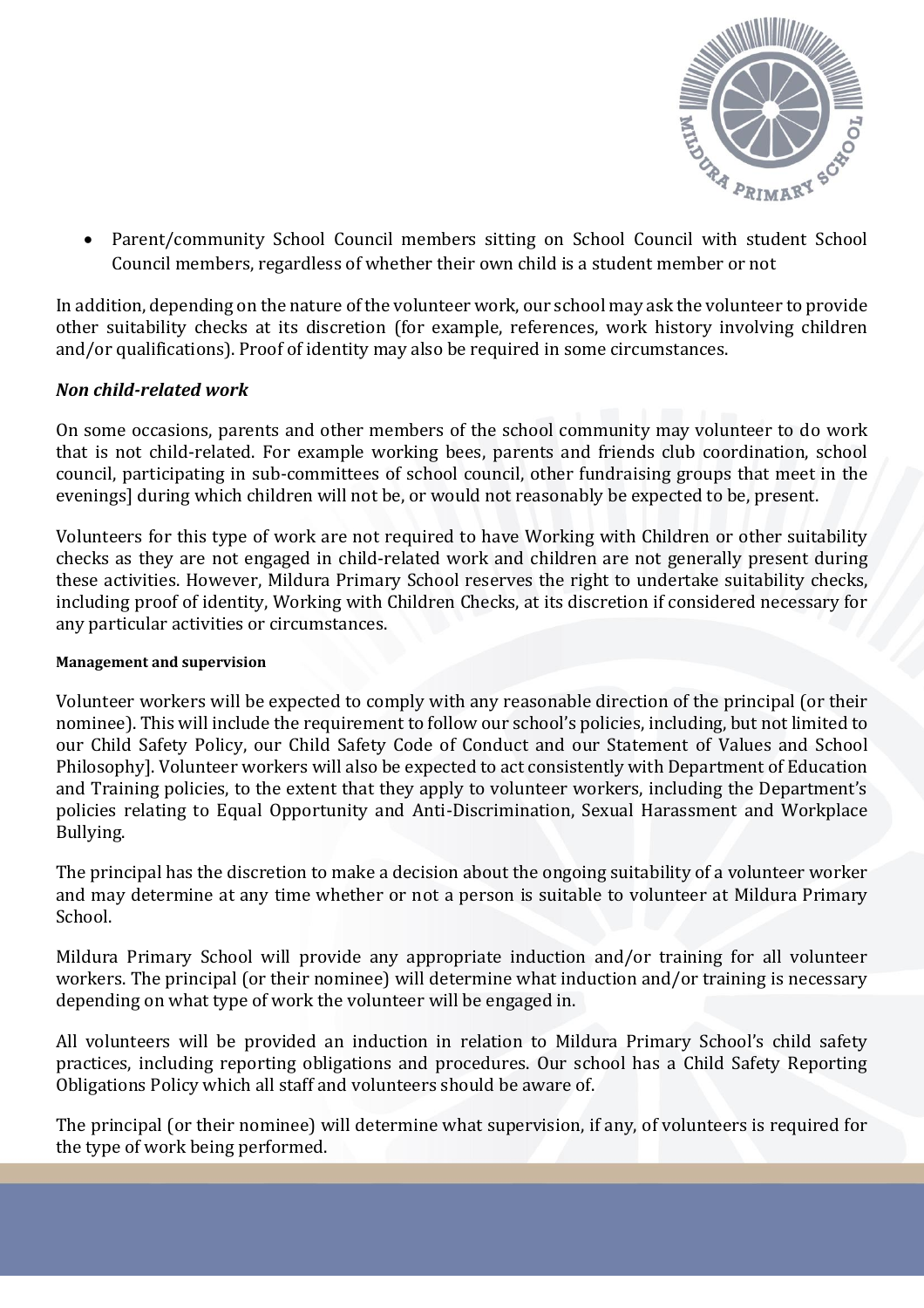- Parent/community School Council members sitting on School Council with student School Council members, regardless of whether their own child is a student member or not

In addition, depending on the nature of the volunteer work, our school may ask the volunteer to provide other suitability checks at its discretion (for example, references, work history involving children and/or qualifications). Proof of identity may also be required in some circumstances.

### *Non child-related work*

On some occasions, parents and other members of the school community may volunteer to do work that is not child-related. For example working bees, parents and friends club coordination, school council, participating in sub-committees of school council, other fundraising groups that meet in the evenings] during which children will not be, or would not reasonably be expected to be, present.

Volunteers for this type of work are not required to have Working with Children or other suitability checks as they are not engaged in child-related work and children are not generally present during these activities. However, Mildura Primary School reserves the right to undertake suitability checks, including proof of identity, Working with Children Checks, at its discretion if considered necessary for any particular activities or circumstances.

#### Management and supervision

Volunteer workers will be expected to comply with any reasonable direction of the principal (or their nominee). This will include the requirement to follow our school's policies, including, but not limited to our Child Safety Policy, our Child Safety Code of Conduct and our Statement of Values and School Philosophy]. Volunteer workers will also be expected to act consistently with Department of Education and Training policies, to the extent that they apply to volunteer workers, including the Department's policies relating to Equal Opportunity and Anti-Discrimination, Sexual Harassment and Workplace Bullying.

The principal has the discretion to make a decision about the ongoing suitability of a volunteer worker and may determine at any time whether or not a person is suitable to volunteer at Mildura Primary School.

Mildura Primary School will provide any appropriate induction and/or training for all volunteer workers. The principal (or their nominee) will determine what induction and/or training is necessary depending on what type of work the volunteer will be engaged in.

All volunteers will be provided an induction in relation to Mildura Primary School's child safety practices, including reporting obligations and procedures. Our school has a Child Safety Reporting Obligations Policy which all staff and volunteers should be aware of.

The principal (or their nominee) will determine what supervision, if any, of volunteers is required for the type of work being performed.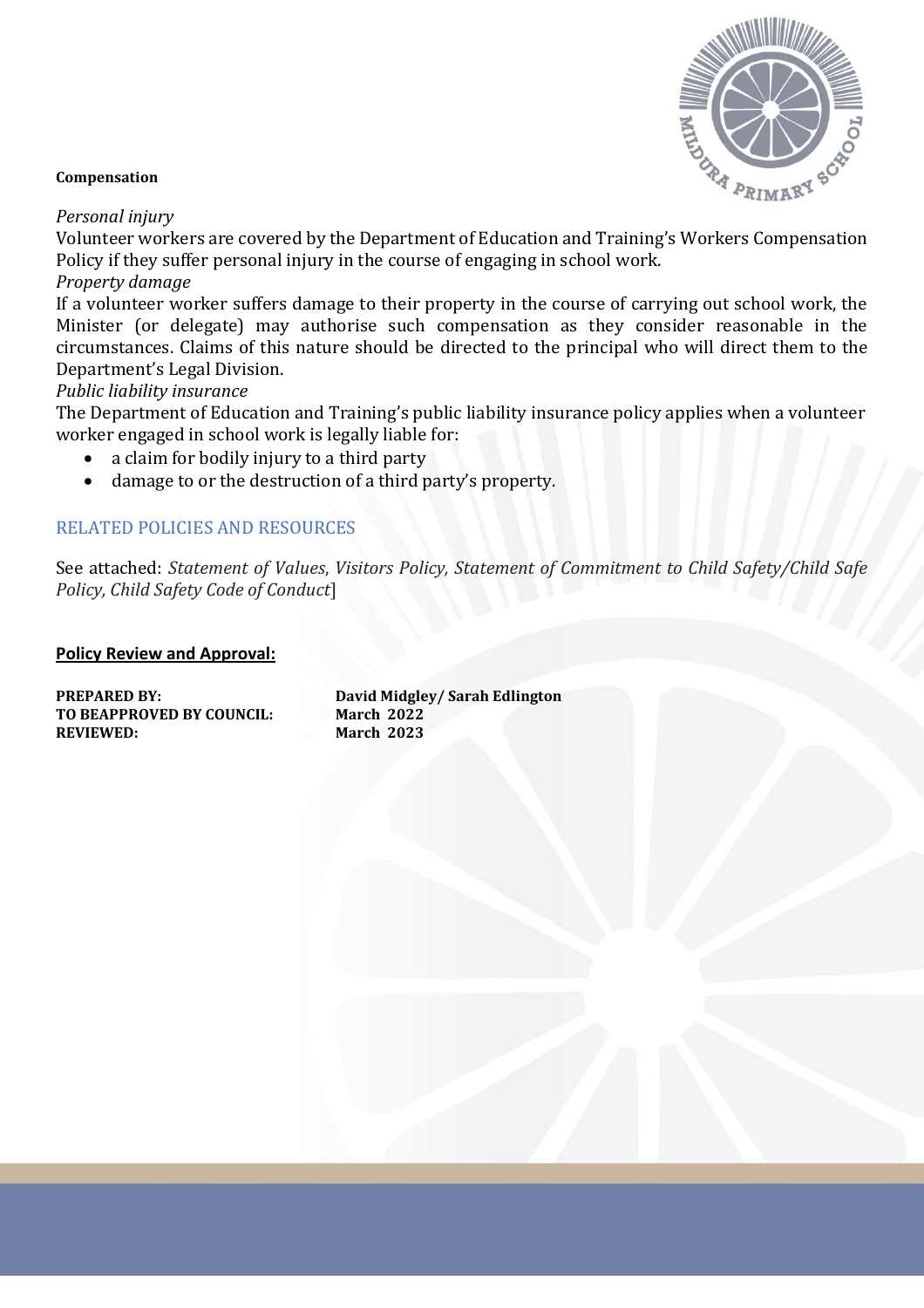**Compensation**

*Personal injury*
Volunteer workers are covered by the Department of Education and Training's Workers Compensation Policy if they suffer personal injury in the course of engaging in school work.
*Property damage*
If a volunteer worker suffers damage to their property in the course of carrying out school work, the Minister (or delegate) may authorise such compensation as they consider reasonable in the circumstances. Claims of this nature should be directed to the principal who will direct them to the Department's Legal Division.
*Public liability insurance*
The Department of Education and Training's public liability insurance policy applies when a volunteer worker engaged in school work is legally liable for:

- a claim for bodily injury to a third party
- damage to or the destruction of a third party's property.

## RELATED POLICIES AND RESOURCES

See attached: *Statement of Values*, *Visitors Policy, Statement of Commitment to Child Safety/Child Safe Policy, Child Safety Code of Conduct*]

**Policy Review and Approval:**

| | |
|---|---|
| **PREPARED BY:** | **David Midgley/ Sarah Edlington** |
| **TO BEAPPROVED BY COUNCIL:** | **March 2022** |
| **REVIEWED:** | **March 2023** |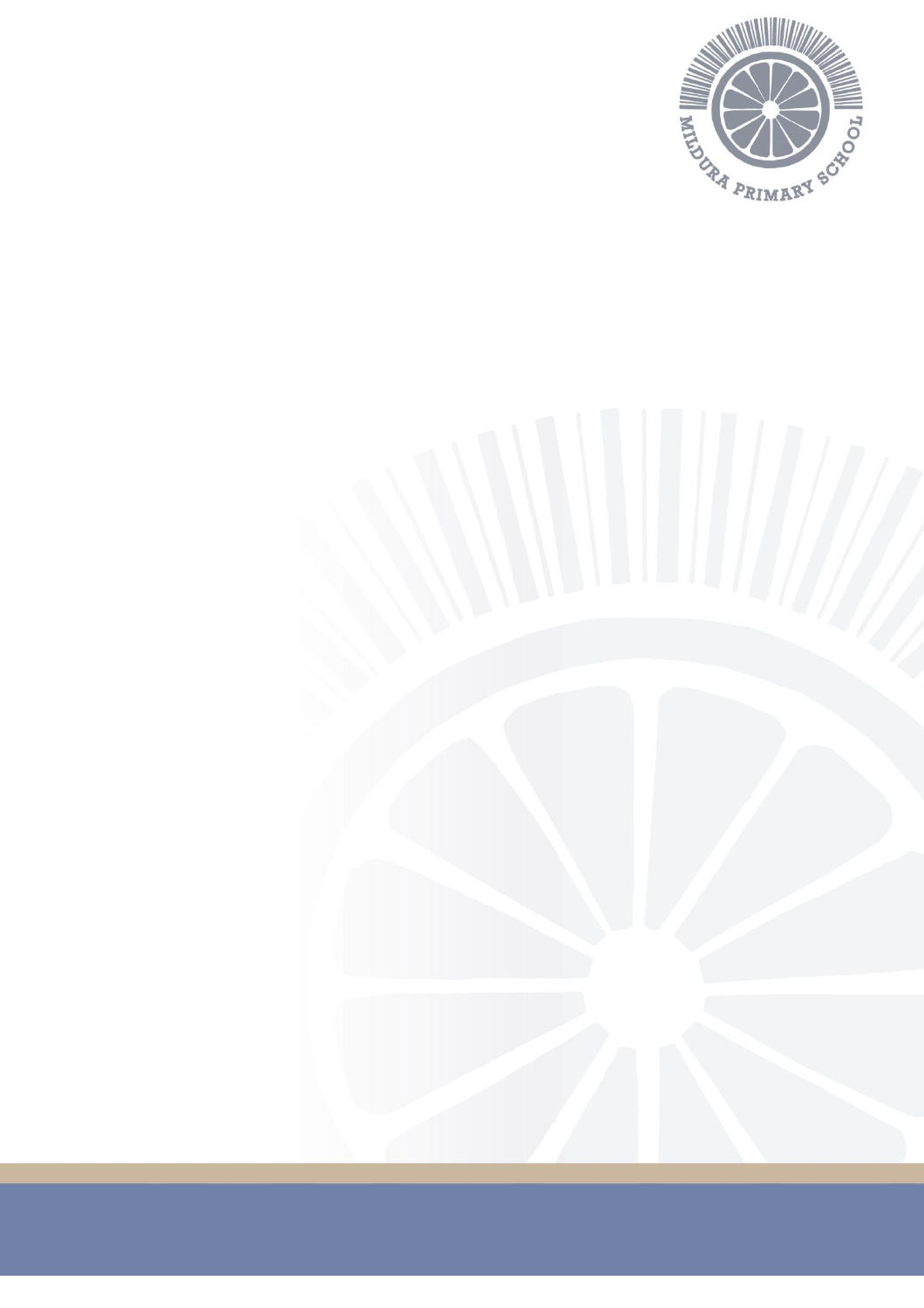MILDURA PRIMARY SCHOOL